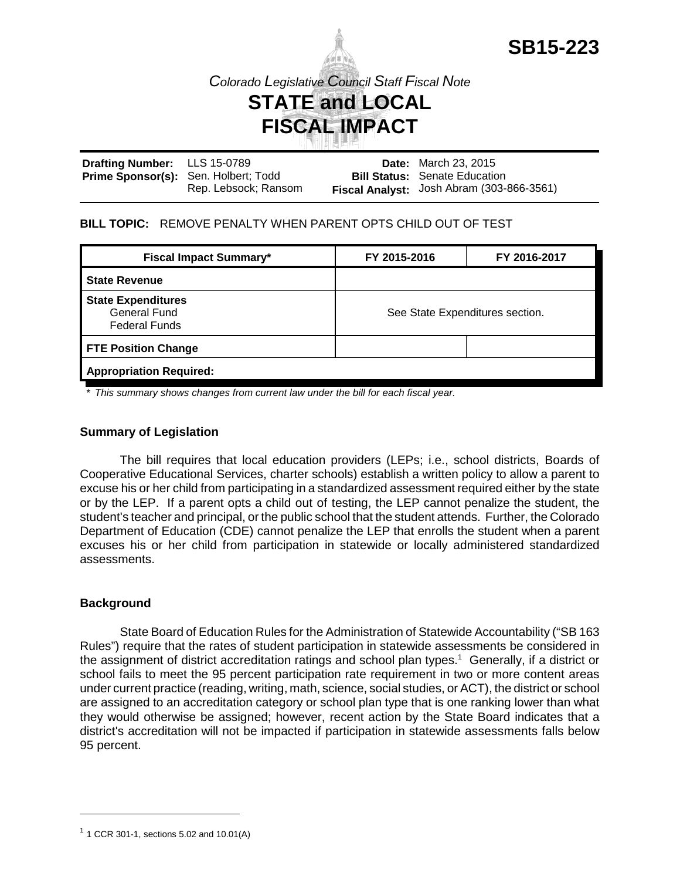# SB15-223

*Colorado Legislative Council Staff Fiscal Note*

# STATE and LOCAL FISCAL IMPACT

| | | | |
|---|---|---|---|
| **Drafting Number:** | LLS 15-0789 | **Date:** | March 23, 2015 |
| **Prime Sponsor(s):** | Sen. Holbert; Todd<br>Rep. Lebsock; Ransom | **Bill Status:** | Senate Education |
| | | **Fiscal Analyst:** | Josh Abram (303-866-3561) |

**BILL TOPIC:** REMOVE PENALTY WHEN PARENT OPTS CHILD OUT OF TEST

| Fiscal Impact Summary* | FY 2015-2016 | FY 2016-2017 |
|---|---|---|
| **State Revenue** | | |
| **State Expenditures**<br>General Fund<br>Federal Funds | See State Expenditures section. | |
| **FTE Position Change** | | |
| **Appropriation Required:** | | |

\* *This summary shows changes from current law under the bill for each fiscal year.*

## Summary of Legislation

The bill requires that local education providers (LEPs; i.e., school districts, Boards of Cooperative Educational Services, charter schools) establish a written policy to allow a parent to excuse his or her child from participating in a standardized assessment required either by the state or by the LEP. If a parent opts a child out of testing, the LEP cannot penalize the student, the student's teacher and principal, or the public school that the student attends. Further, the Colorado Department of Education (CDE) cannot penalize the LEP that enrolls the student when a parent excuses his or her child from participation in statewide or locally administered standardized assessments.

## Background

State Board of Education Rules for the Administration of Statewide Accountability ("SB 163 Rules") require that the rates of student participation in statewide assessments be considered in the assignment of district accreditation ratings and school plan types.[1] Generally, if a district or school fails to meet the 95 percent participation rate requirement in two or more content areas under current practice (reading, writing, math, science, social studies, or ACT), the district or school are assigned to an accreditation category or school plan type that is one ranking lower than what they would otherwise be assigned; however, recent action by the State Board indicates that a district's accreditation will not be impacted if participation in statewide assessments falls below 95 percent.

[1] 1 CCR 301-1, sections 5.02 and 10.01(A)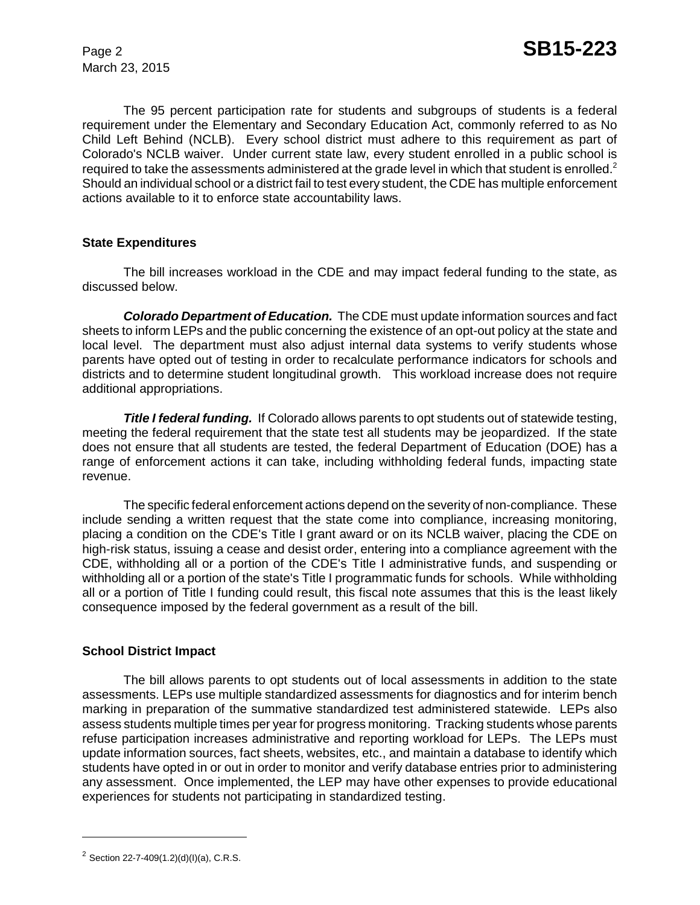The 95 percent participation rate for students and subgroups of students is a federal requirement under the Elementary and Secondary Education Act, commonly referred to as No Child Left Behind (NCLB). Every school district must adhere to this requirement as part of Colorado's NCLB waiver. Under current state law, every student enrolled in a public school is required to take the assessments administered at the grade level in which that student is enrolled.[2] Should an individual school or a district fail to test every student, the CDE has multiple enforcement actions available to it to enforce state accountability laws.

## State Expenditures

The bill increases workload in the CDE and may impact federal funding to the state, as discussed below.

***Colorado Department of Education.*** The CDE must update information sources and fact sheets to inform LEPs and the public concerning the existence of an opt-out policy at the state and local level. The department must also adjust internal data systems to verify students whose parents have opted out of testing in order to recalculate performance indicators for schools and districts and to determine student longitudinal growth. This workload increase does not require additional appropriations.

***Title I federal funding.*** If Colorado allows parents to opt students out of statewide testing, meeting the federal requirement that the state test all students may be jeopardized. If the state does not ensure that all students are tested, the federal Department of Education (DOE) has a range of enforcement actions it can take, including withholding federal funds, impacting state revenue.

The specific federal enforcement actions depend on the severity of non-compliance. These include sending a written request that the state come into compliance, increasing monitoring, placing a condition on the CDE's Title I grant award or on its NCLB waiver, placing the CDE on high-risk status, issuing a cease and desist order, entering into a compliance agreement with the CDE, withholding all or a portion of the CDE's Title I administrative funds, and suspending or withholding all or a portion of the state's Title I programmatic funds for schools. While withholding all or a portion of Title I funding could result, this fiscal note assumes that this is the least likely consequence imposed by the federal government as a result of the bill.

## School District Impact

The bill allows parents to opt students out of local assessments in addition to the state assessments. LEPs use multiple standardized assessments for diagnostics and for interim bench marking in preparation of the summative standardized test administered statewide. LEPs also assess students multiple times per year for progress monitoring. Tracking students whose parents refuse participation increases administrative and reporting workload for LEPs. The LEPs must update information sources, fact sheets, websites, etc., and maintain a database to identify which students have opted in or out in order to monitor and verify database entries prior to administering any assessment. Once implemented, the LEP may have other expenses to provide educational experiences for students not participating in standardized testing.

---

[2] Section 22-7-409(1.2)(d)(I)(a), C.R.S.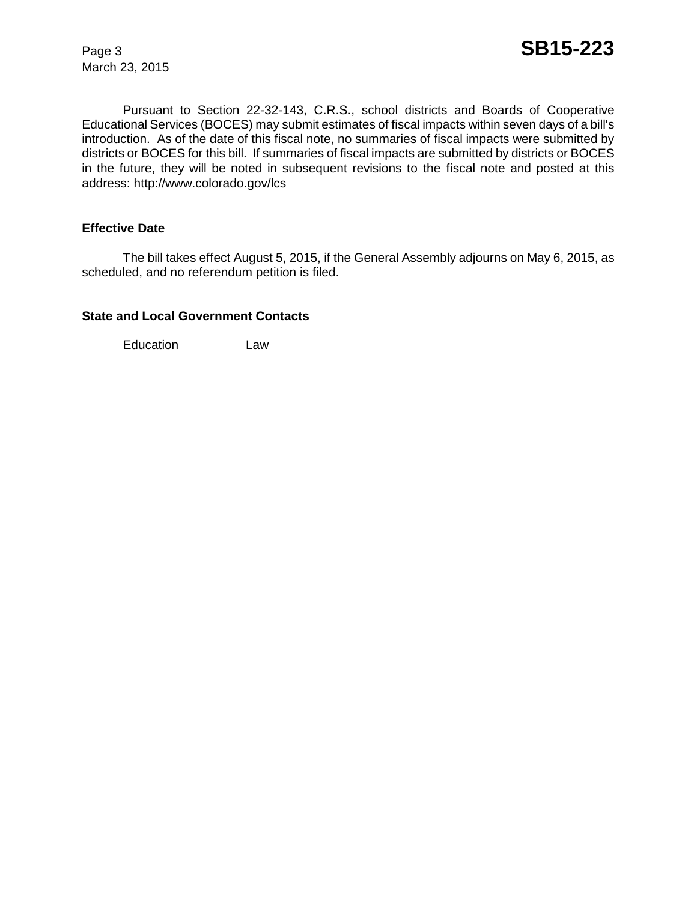Pursuant to Section 22-32-143, C.R.S., school districts and Boards of Cooperative Educational Services (BOCES) may submit estimates of fiscal impacts within seven days of a bill's introduction. As of the date of this fiscal note, no summaries of fiscal impacts were submitted by districts or BOCES for this bill. If summaries of fiscal impacts are submitted by districts or BOCES in the future, they will be noted in subsequent revisions to the fiscal note and posted at this address: http://www.colorado.gov/lcs

**Effective Date**

The bill takes effect August 5, 2015, if the General Assembly adjourns on May 6, 2015, as scheduled, and no referendum petition is filed.

**State and Local Government Contacts**

Education Law